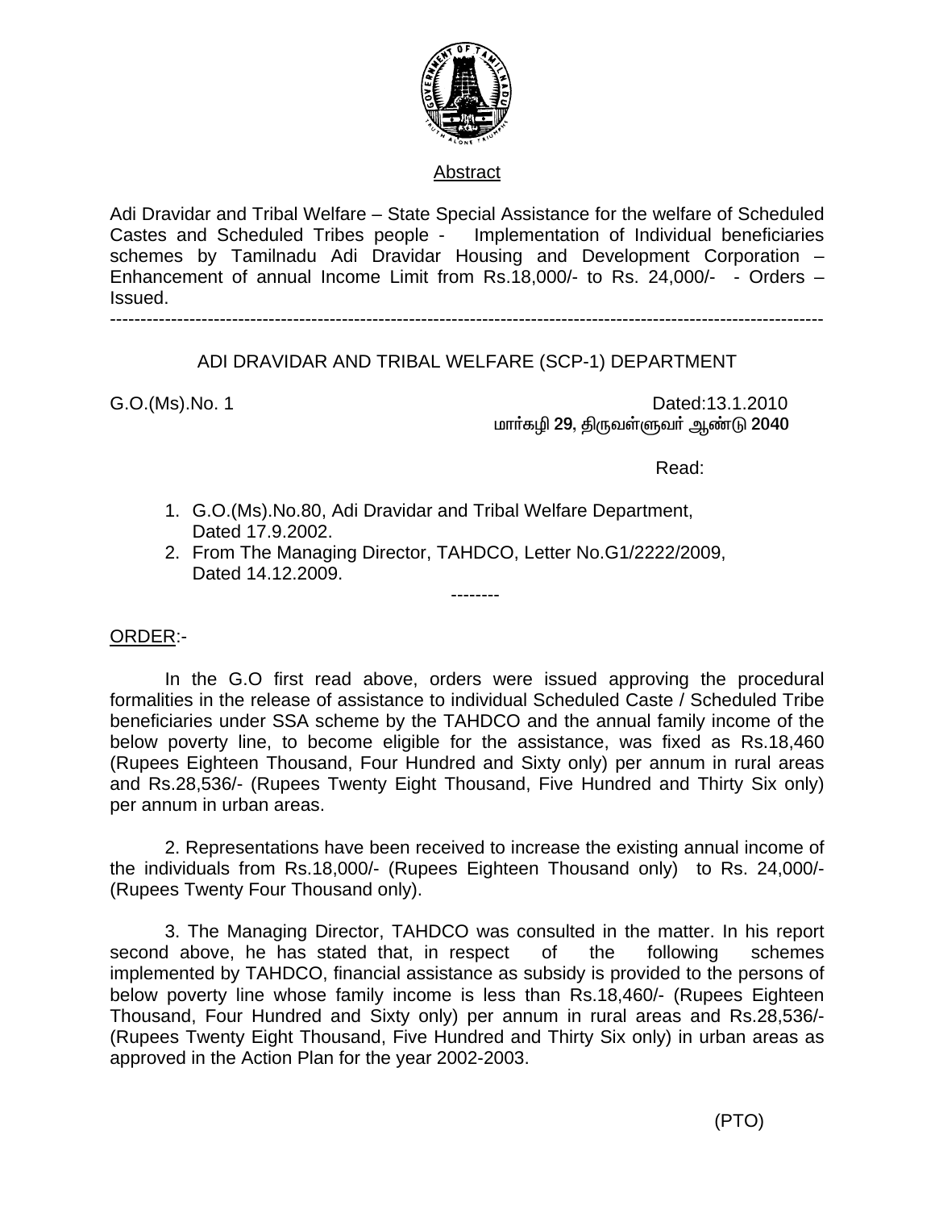## Abstract

Adi Dravidar and Tribal Welfare – State Special Assistance for the welfare of Scheduled Castes and Scheduled Tribes people - Implementation of Individual beneficiaries schemes by Tamilnadu Adi Dravidar Housing and Development Corporation – Enhancement of annual Income Limit from Rs.18,000/- to Rs. 24,000/- - Orders – Issued.

---

### ADI DRAVIDAR AND TRIBAL WELFARE (SCP-1) DEPARTMENT

G.O.(Ms).No. 1 Dated:13.1.2010
மார்கழி **29**, திருவள்ளுவர் ஆண்டு **2040**

Read:

1. G.O.(Ms).No.80, Adi Dravidar and Tribal Welfare Department, Dated 17.9.2002.
2. From The Managing Director, TAHDCO, Letter No.G1/2222/2009, Dated 14.12.2009.

--------

ORDER:-

In the G.O first read above, orders were issued approving the procedural formalities in the release of assistance to individual Scheduled Caste / Scheduled Tribe beneficiaries under SSA scheme by the TAHDCO and the annual family income of the below poverty line, to become eligible for the assistance, was fixed as Rs.18,460 (Rupees Eighteen Thousand, Four Hundred and Sixty only) per annum in rural areas and Rs.28,536/- (Rupees Twenty Eight Thousand, Five Hundred and Thirty Six only) per annum in urban areas.

2. Representations have been received to increase the existing annual income of the individuals from Rs.18,000/- (Rupees Eighteen Thousand only) to Rs. 24,000/- (Rupees Twenty Four Thousand only).

3. The Managing Director, TAHDCO was consulted in the matter. In his report second above, he has stated that, in respect of the following schemes implemented by TAHDCO, financial assistance as subsidy is provided to the persons of below poverty line whose family income is less than Rs.18,460/- (Rupees Eighteen Thousand, Four Hundred and Sixty only) per annum in rural areas and Rs.28,536/- (Rupees Twenty Eight Thousand, Five Hundred and Thirty Six only) in urban areas as approved in the Action Plan for the year 2002-2003.

(PTO)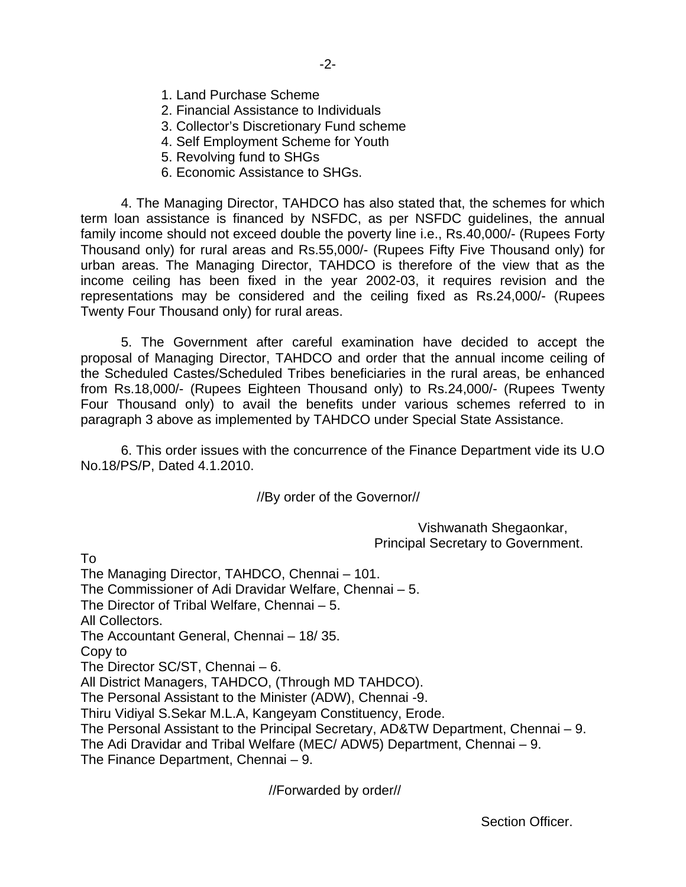1. Land Purchase Scheme
2. Financial Assistance to Individuals
3. Collector's Discretionary Fund scheme
4. Self Employment Scheme for Youth
5. Revolving fund to SHGs
6. Economic Assistance to SHGs.

4. The Managing Director, TAHDCO has also stated that, the schemes for which term loan assistance is financed by NSFDC, as per NSFDC guidelines, the annual family income should not exceed double the poverty line i.e., Rs.40,000/- (Rupees Forty Thousand only) for rural areas and Rs.55,000/- (Rupees Fifty Five Thousand only) for urban areas. The Managing Director, TAHDCO is therefore of the view that as the income ceiling has been fixed in the year 2002-03, it requires revision and the representations may be considered and the ceiling fixed as Rs.24,000/- (Rupees Twenty Four Thousand only) for rural areas.

5. The Government after careful examination have decided to accept the proposal of Managing Director, TAHDCO and order that the annual income ceiling of the Scheduled Castes/Scheduled Tribes beneficiaries in the rural areas, be enhanced from Rs.18,000/- (Rupees Eighteen Thousand only) to Rs.24,000/- (Rupees Twenty Four Thousand only) to avail the benefits under various schemes referred to in paragraph 3 above as implemented by TAHDCO under Special State Assistance.

6. This order issues with the concurrence of the Finance Department vide its U.O No.18/PS/P, Dated 4.1.2010.

//By order of the Governor//

Vishwanath Shegaonkar,
Principal Secretary to Government.

To
The Managing Director, TAHDCO, Chennai – 101.
The Commissioner of Adi Dravidar Welfare, Chennai – 5.
The Director of Tribal Welfare, Chennai – 5.
All Collectors.
The Accountant General, Chennai – 18/ 35.
Copy to
The Director SC/ST, Chennai – 6.
All District Managers, TAHDCO, (Through MD TAHDCO).
The Personal Assistant to the Minister (ADW), Chennai -9.
Thiru Vidiyal S.Sekar M.L.A, Kangeyam Constituency, Erode.
The Personal Assistant to the Principal Secretary, AD&TW Department, Chennai – 9.
The Adi Dravidar and Tribal Welfare (MEC/ ADW5) Department, Chennai – 9.
The Finance Department, Chennai – 9.

//Forwarded by order//

Section Officer.